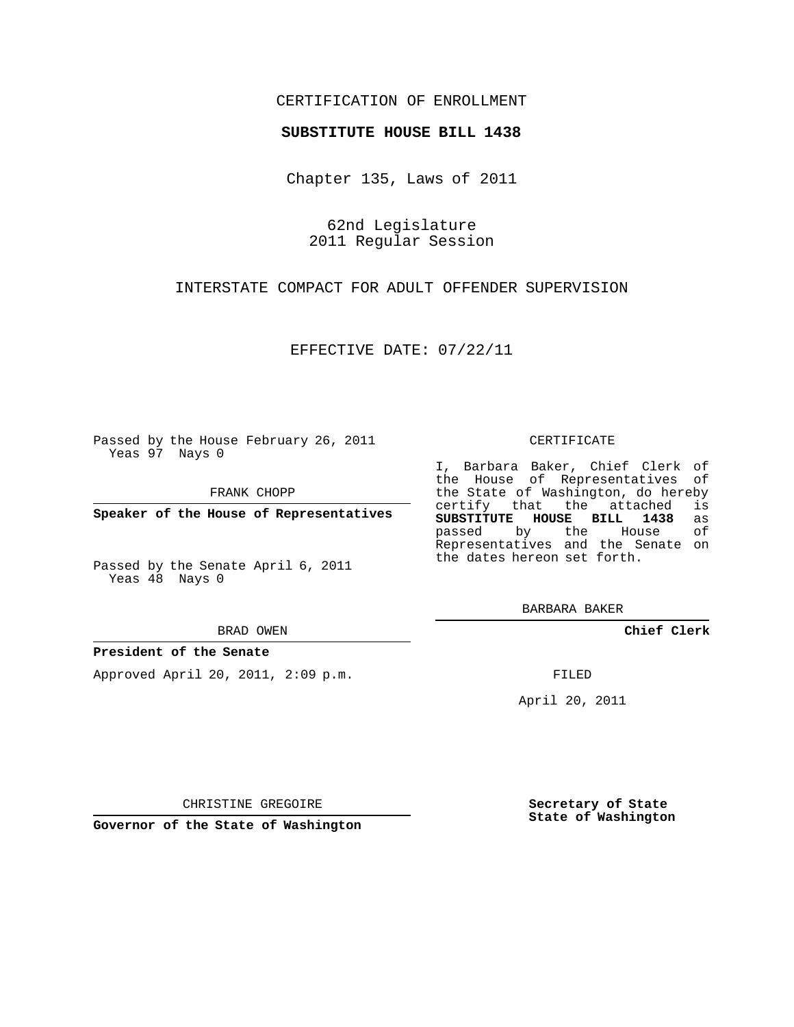CERTIFICATION OF ENROLLMENT

**SUBSTITUTE HOUSE BILL 1438**

Chapter 135, Laws of 2011

62nd Legislature
2011 Regular Session

INTERSTATE COMPACT FOR ADULT OFFENDER SUPERVISION

EFFECTIVE DATE: 07/22/11

Passed by the House February 26, 2011
Yeas 97 Nays 0

FRANK CHOPP

**Speaker of the House of Representatives**

Passed by the Senate April 6, 2011
Yeas 48 Nays 0

BRAD OWEN

**President of the Senate**

Approved April 20, 2011, 2:09 p.m.

CHRISTINE GREGOIRE

**Governor of the State of Washington**

CERTIFICATE

I, Barbara Baker, Chief Clerk of the House of Representatives of the State of Washington, do hereby certify that the attached is **SUBSTITUTE HOUSE BILL 1438** as passed by the House of Representatives and the Senate on the dates hereon set forth.

BARBARA BAKER

**Chief Clerk**

FILED

April 20, 2011

**Secretary of State**
**State of Washington**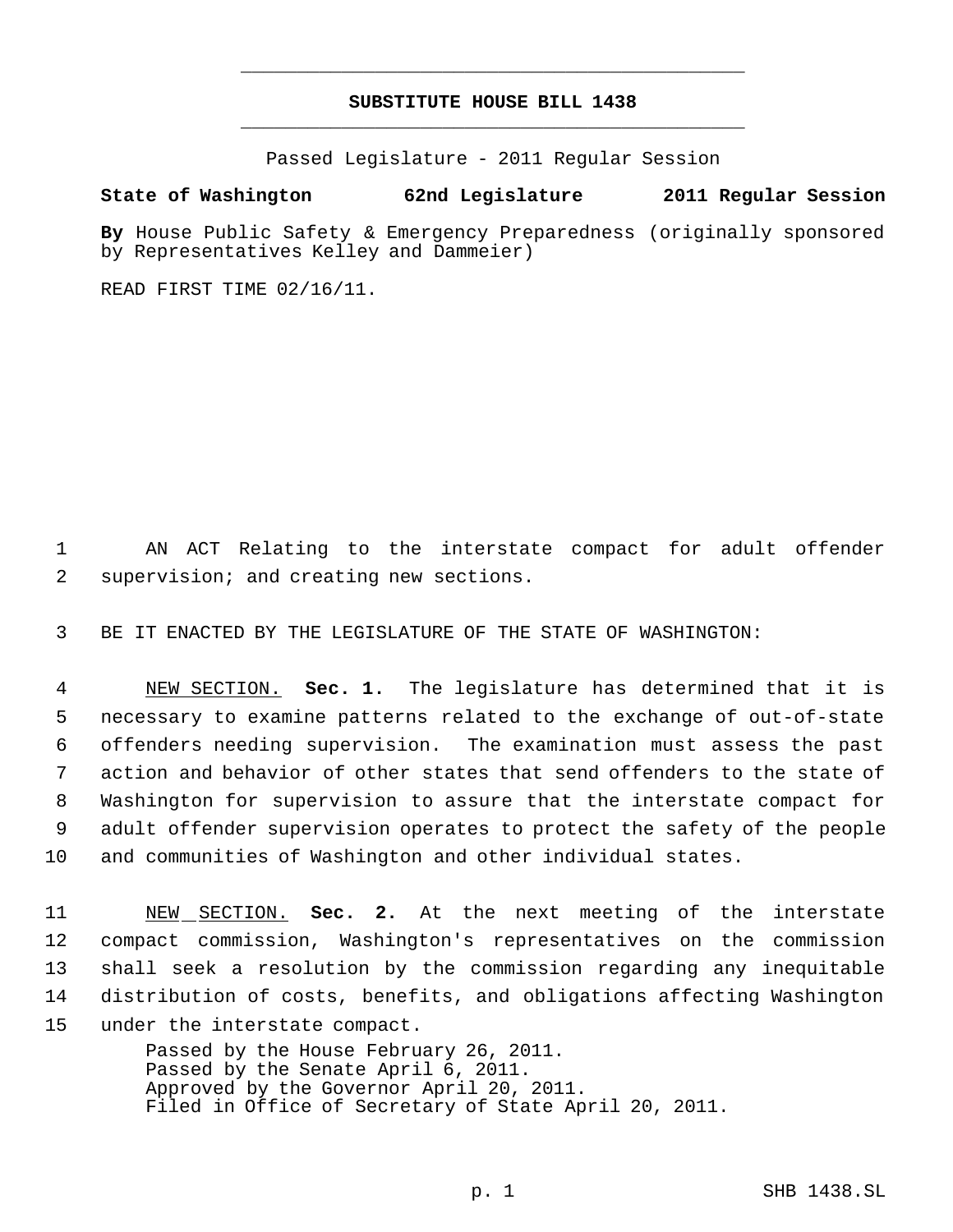# SUBSTITUTE HOUSE BILL 1438

Passed Legislature - 2011 Regular Session

**State of Washington 62nd Legislature 2011 Regular Session**

**By** House Public Safety & Emergency Preparedness (originally sponsored by Representatives Kelley and Dammeier)

READ FIRST TIME 02/16/11.

AN ACT Relating to the interstate compact for adult offender supervision; and creating new sections.

BE IT ENACTED BY THE LEGISLATURE OF THE STATE OF WASHINGTON:

NEW SECTION. **Sec. 1.** The legislature has determined that it is necessary to examine patterns related to the exchange of out-of-state offenders needing supervision. The examination must assess the past action and behavior of other states that send offenders to the state of Washington for supervision to assure that the interstate compact for adult offender supervision operates to protect the safety of the people and communities of Washington and other individual states.

NEW SECTION. **Sec. 2.** At the next meeting of the interstate compact commission, Washington's representatives on the commission shall seek a resolution by the commission regarding any inequitable distribution of costs, benefits, and obligations affecting Washington under the interstate compact.

Passed by the House February 26, 2011.
Passed by the Senate April 6, 2011.
Approved by the Governor April 20, 2011.
Filed in Office of Secretary of State April 20, 2011.